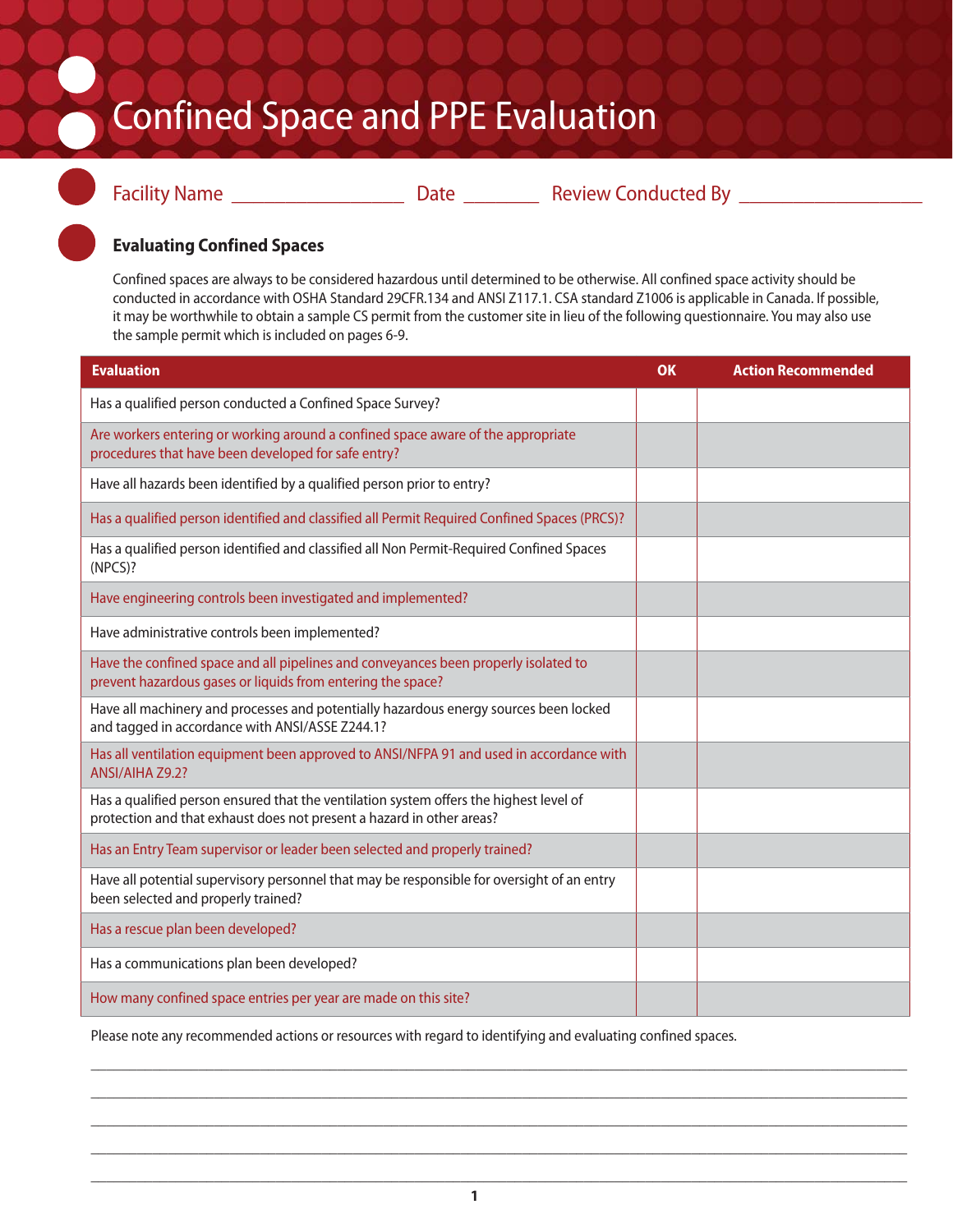# Confined Space and PPE Evaluation

Facility Name ________________ Date _______ Review Conducted By ________________

## Evaluating Confined Spaces

Confined spaces are always to be considered hazardous until determined to be otherwise. All confined space activity should be conducted in accordance with OSHA Standard 29CFR.134 and ANSI Z117.1. CSA standard Z1006 is applicable in Canada. If possible, it may be worthwhile to obtain a sample CS permit from the customer site in lieu of the following questionnaire. You may also use the sample permit which is included on pages 6-9.

| Evaluation | OK | Action Recommended |
|---|---|---|
| Has a qualified person conducted a Confined Space Survey? | | |
| Are workers entering or working around a confined space aware of the appropriate procedures that have been developed for safe entry? | | |
| Have all hazards been identified by a qualified person prior to entry? | | |
| Has a qualified person identified and classified all Permit Required Confined Spaces (PRCS)? | | |
| Has a qualified person identified and classified all Non Permit-Required Confined Spaces (NPCS)? | | |
| Have engineering controls been investigated and implemented? | | |
| Have administrative controls been implemented? | | |
| Have the confined space and all pipelines and conveyances been properly isolated to prevent hazardous gases or liquids from entering the space? | | |
| Have all machinery and processes and potentially hazardous energy sources been locked and tagged in accordance with ANSI/ASSE Z244.1? | | |
| Has all ventilation equipment been approved to ANSI/NFPA 91 and used in accordance with ANSI/AIHA Z9.2? | | |
| Has a qualified person ensured that the ventilation system offers the highest level of protection and that exhaust does not present a hazard in other areas? | | |
| Has an Entry Team supervisor or leader been selected and properly trained? | | |
| Have all potential supervisory personnel that may be responsible for oversight of an entry been selected and properly trained? | | |
| Has a rescue plan been developed? | | |
| Has a communications plan been developed? | | |
| How many confined space entries per year are made on this site? | | |

Please note any recommended actions or resources with regard to identifying and evaluating confined spaces.

______________________________________________________________________________

______________________________________________________________________________

______________________________________________________________________________

______________________________________________________________________________

______________________________________________________________________________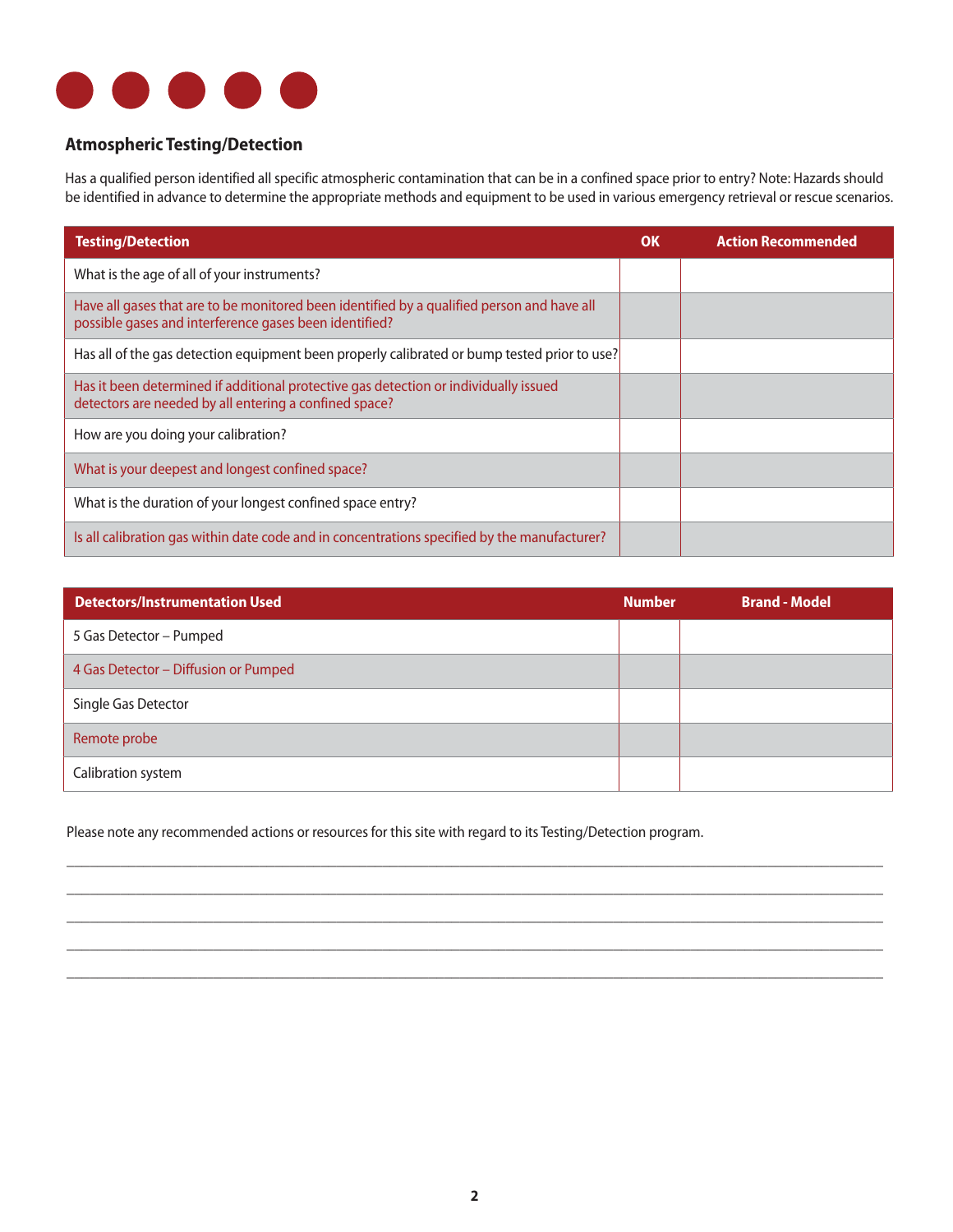## Atmospheric Testing/Detection

Has a qualified person identified all specific atmospheric contamination that can be in a confined space prior to entry? Note: Hazards should be identified in advance to determine the appropriate methods and equipment to be used in various emergency retrieval or rescue scenarios.

| Testing/Detection | OK | Action Recommended |
|---|---|---|
| What is the age of all of your instruments? | | |
| Have all gases that are to be monitored been identified by a qualified person and have all possible gases and interference gases been identified? | | |
| Has all of the gas detection equipment been properly calibrated or bump tested prior to use? | | |
| Has it been determined if additional protective gas detection or individually issued detectors are needed by all entering a confined space? | | |
| How are you doing your calibration? | | |
| What is your deepest and longest confined space? | | |
| What is the duration of your longest confined space entry? | | |
| Is all calibration gas within date code and in concentrations specified by the manufacturer? | | |

| Detectors/Instrumentation Used | Number | Brand - Model |
|---|---|---|
| 5 Gas Detector – Pumped | | |
| 4 Gas Detector – Diffusion or Pumped | | |
| Single Gas Detector | | |
| Remote probe | | |
| Calibration system | | |

Please note any recommended actions or resources for this site with regard to its Testing/Detection program.

______________________________________________________________________________________

______________________________________________________________________________________

______________________________________________________________________________________

______________________________________________________________________________________

______________________________________________________________________________________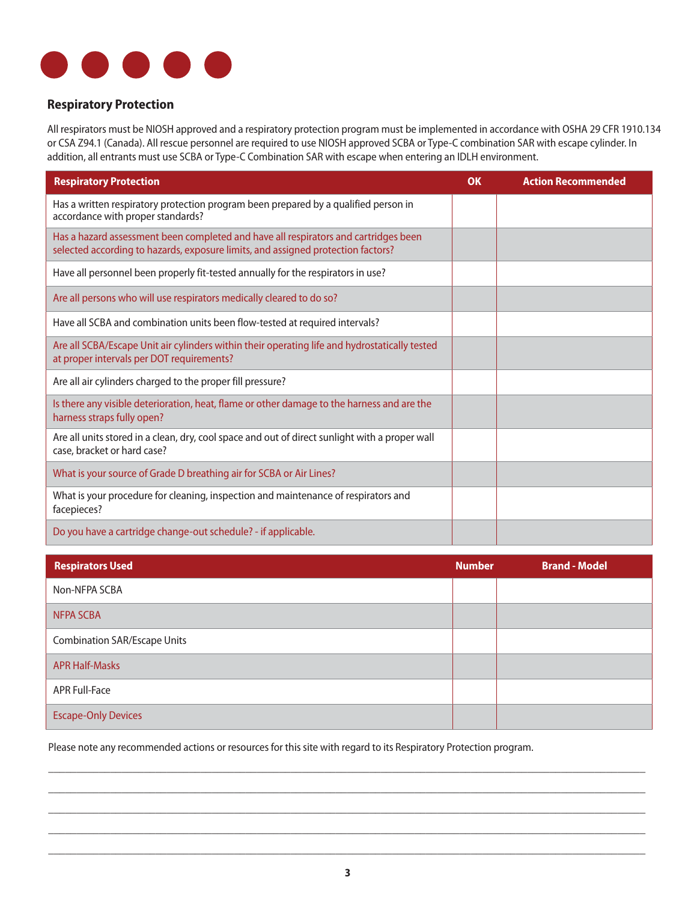## Respiratory Protection

All respirators must be NIOSH approved and a respiratory protection program must be implemented in accordance with OSHA 29 CFR 1910.134 or CSA Z94.1 (Canada). All rescue personnel are required to use NIOSH approved SCBA or Type-C combination SAR with escape cylinder. In addition, all entrants must use SCBA or Type-C Combination SAR with escape when entering an IDLH environment.

| Respiratory Protection | OK | Action Recommended |
|---|---|---|
| Has a written respiratory protection program been prepared by a qualified person in accordance with proper standards? | | |
| Has a hazard assessment been completed and have all respirators and cartridges been selected according to hazards, exposure limits, and assigned protection factors? | | |
| Have all personnel been properly fit-tested annually for the respirators in use? | | |
| Are all persons who will use respirators medically cleared to do so? | | |
| Have all SCBA and combination units been flow-tested at required intervals? | | |
| Are all SCBA/Escape Unit air cylinders within their operating life and hydrostatically tested at proper intervals per DOT requirements? | | |
| Are all air cylinders charged to the proper fill pressure? | | |
| Is there any visible deterioration, heat, flame or other damage to the harness and are the harness straps fully open? | | |
| Are all units stored in a clean, dry, cool space and out of direct sunlight with a proper wall case, bracket or hard case? | | |
| What is your source of Grade D breathing air for SCBA or Air Lines? | | |
| What is your procedure for cleaning, inspection and maintenance of respirators and facepieces? | | |
| Do you have a cartridge change-out schedule? - if applicable. | | |

| Respirators Used | Number | Brand - Model |
|---|---|---|
| Non-NFPA SCBA | | |
| NFPA SCBA | | |
| Combination SAR/Escape Units | | |
| APR Half-Masks | | |
| APR Full-Face | | |
| Escape-Only Devices | | |

Please note any recommended actions or resources for this site with regard to its Respiratory Protection program.

\_\_\_\_\_\_\_\_\_\_\_\_\_\_\_\_\_\_\_\_\_\_\_\_\_\_\_\_\_\_\_\_\_\_\_\_\_\_\_\_\_\_\_\_\_\_\_\_\_\_\_\_\_\_\_\_\_\_\_\_\_\_\_\_\_\_\_\_\_\_\_\_\_\_\_\_\_\_

\_\_\_\_\_\_\_\_\_\_\_\_\_\_\_\_\_\_\_\_\_\_\_\_\_\_\_\_\_\_\_\_\_\_\_\_\_\_\_\_\_\_\_\_\_\_\_\_\_\_\_\_\_\_\_\_\_\_\_\_\_\_\_\_\_\_\_\_\_\_\_\_\_\_\_\_\_\_

\_\_\_\_\_\_\_\_\_\_\_\_\_\_\_\_\_\_\_\_\_\_\_\_\_\_\_\_\_\_\_\_\_\_\_\_\_\_\_\_\_\_\_\_\_\_\_\_\_\_\_\_\_\_\_\_\_\_\_\_\_\_\_\_\_\_\_\_\_\_\_\_\_\_\_\_\_\_

\_\_\_\_\_\_\_\_\_\_\_\_\_\_\_\_\_\_\_\_\_\_\_\_\_\_\_\_\_\_\_\_\_\_\_\_\_\_\_\_\_\_\_\_\_\_\_\_\_\_\_\_\_\_\_\_\_\_\_\_\_\_\_\_\_\_\_\_\_\_\_\_\_\_\_\_\_\_

\_\_\_\_\_\_\_\_\_\_\_\_\_\_\_\_\_\_\_\_\_\_\_\_\_\_\_\_\_\_\_\_\_\_\_\_\_\_\_\_\_\_\_\_\_\_\_\_\_\_\_\_\_\_\_\_\_\_\_\_\_\_\_\_\_\_\_\_\_\_\_\_\_\_\_\_\_\_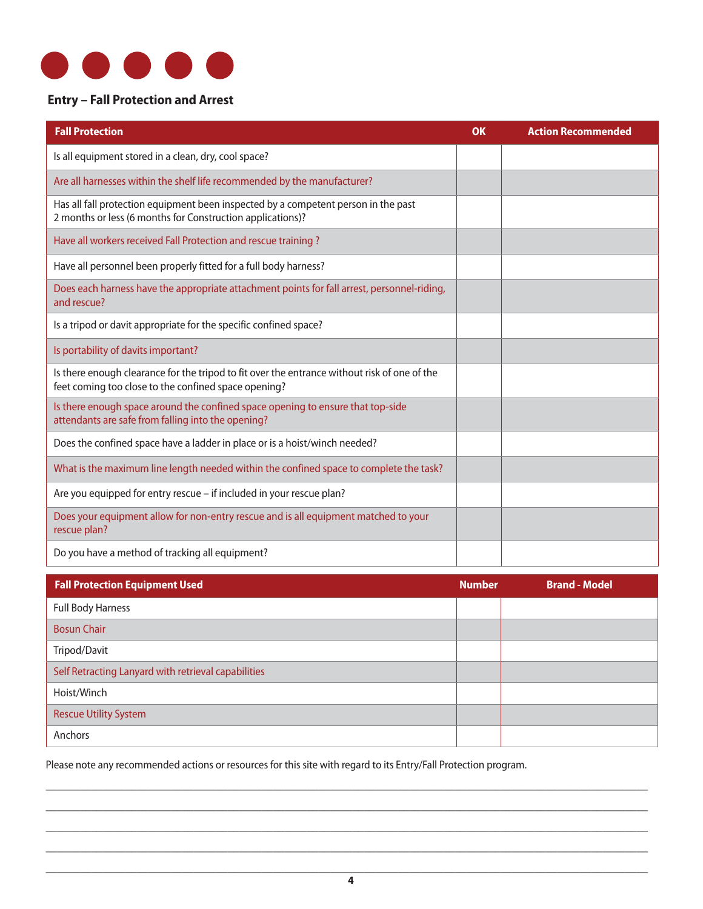## Entry – Fall Protection and Arrest

| Fall Protection | OK | Action Recommended |
|---|---|---|
| Is all equipment stored in a clean, dry, cool space? | | |
| Are all harnesses within the shelf life recommended by the manufacturer? | | |
| Has all fall protection equipment been inspected by a competent person in the past 2 months or less (6 months for Construction applications)? | | |
| Have all workers received Fall Protection and rescue training ? | | |
| Have all personnel been properly fitted for a full body harness? | | |
| Does each harness have the appropriate attachment points for fall arrest, personnel-riding, and rescue? | | |
| Is a tripod or davit appropriate for the specific confined space? | | |
| Is portability of davits important? | | |
| Is there enough clearance for the tripod to fit over the entrance without risk of one of the feet coming too close to the confined space opening? | | |
| Is there enough space around the confined space opening to ensure that top-side attendants are safe from falling into the opening? | | |
| Does the confined space have a ladder in place or is a hoist/winch needed? | | |
| What is the maximum line length needed within the confined space to complete the task? | | |
| Are you equipped for entry rescue – if included in your rescue plan? | | |
| Does your equipment allow for non-entry rescue and is all equipment matched to your rescue plan? | | |
| Do you have a method of tracking all equipment? | | |

| Fall Protection Equipment Used | Number | Brand - Model |
|---|---|---|
| Full Body Harness | | |
| Bosun Chair | | |
| Tripod/Davit | | |
| Self Retracting Lanyard with retrieval capabilities | | |
| Hoist/Winch | | |
| Rescue Utility System | | |
| Anchors | | |

Please note any recommended actions or resources for this site with regard to its Entry/Fall Protection program.

\_\_\_\_\_\_\_\_\_\_\_\_\_\_\_\_\_\_\_\_\_\_\_\_\_\_\_\_\_\_\_\_\_\_\_\_\_\_\_\_\_\_\_\_\_\_\_\_\_\_\_\_\_\_\_\_\_\_\_\_\_\_\_\_\_\_\_\_\_\_\_\_

\_\_\_\_\_\_\_\_\_\_\_\_\_\_\_\_\_\_\_\_\_\_\_\_\_\_\_\_\_\_\_\_\_\_\_\_\_\_\_\_\_\_\_\_\_\_\_\_\_\_\_\_\_\_\_\_\_\_\_\_\_\_\_\_\_\_\_\_\_\_\_\_

\_\_\_\_\_\_\_\_\_\_\_\_\_\_\_\_\_\_\_\_\_\_\_\_\_\_\_\_\_\_\_\_\_\_\_\_\_\_\_\_\_\_\_\_\_\_\_\_\_\_\_\_\_\_\_\_\_\_\_\_\_\_\_\_\_\_\_\_\_\_\_\_

\_\_\_\_\_\_\_\_\_\_\_\_\_\_\_\_\_\_\_\_\_\_\_\_\_\_\_\_\_\_\_\_\_\_\_\_\_\_\_\_\_\_\_\_\_\_\_\_\_\_\_\_\_\_\_\_\_\_\_\_\_\_\_\_\_\_\_\_\_\_\_\_

\_\_\_\_\_\_\_\_\_\_\_\_\_\_\_\_\_\_\_\_\_\_\_\_\_\_\_\_\_\_\_\_\_\_\_\_\_\_\_\_\_\_\_\_\_\_\_\_\_\_\_\_\_\_\_\_\_\_\_\_\_\_\_\_\_\_\_\_\_\_\_\_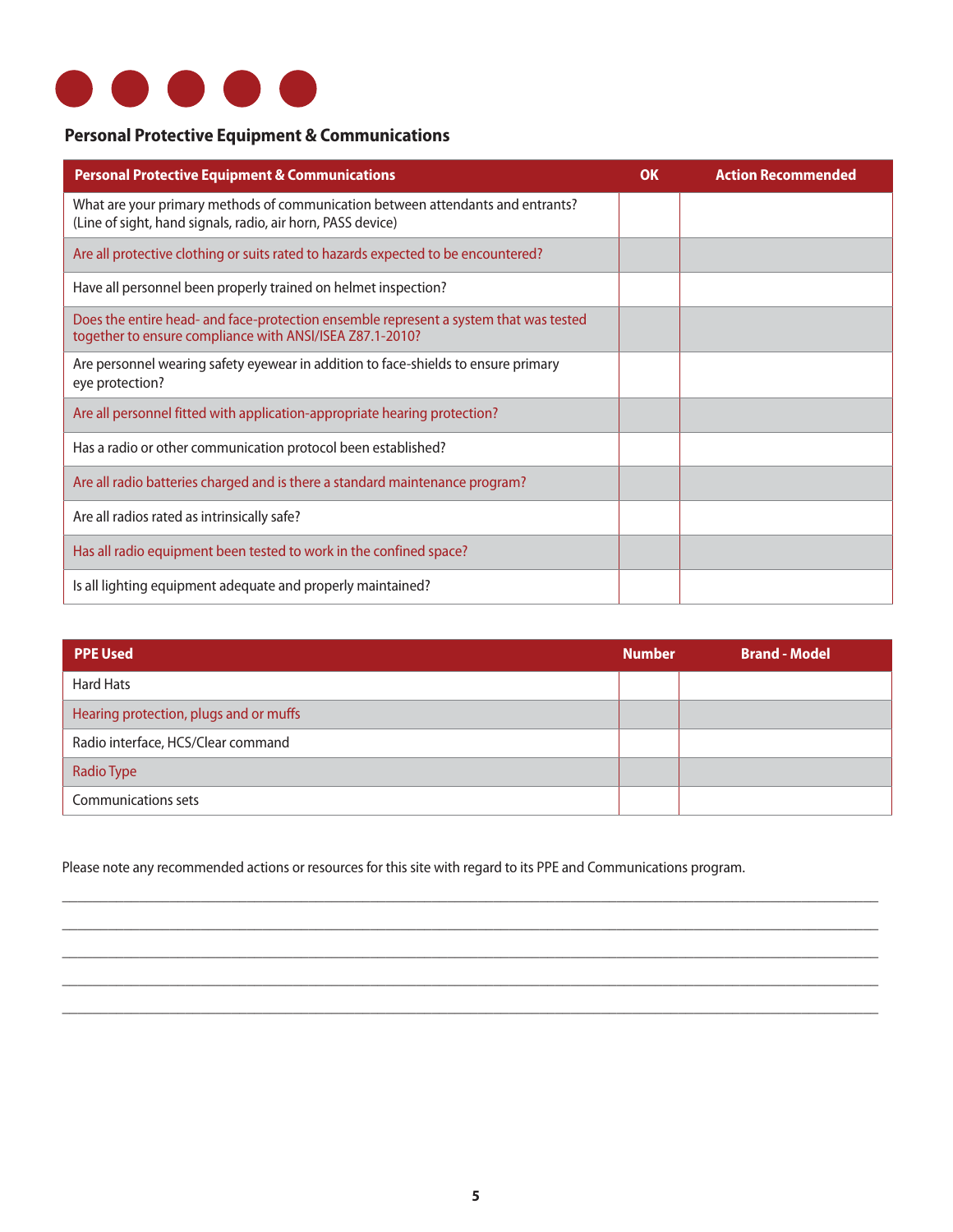## Personal Protective Equipment & Communications

| Personal Protective Equipment & Communications | OK | Action Recommended |
|---|---|---|
| What are your primary methods of communication between attendants and entrants? (Line of sight, hand signals, radio, air horn, PASS device) | | |
| Are all protective clothing or suits rated to hazards expected to be encountered? | | |
| Have all personnel been properly trained on helmet inspection? | | |
| Does the entire head- and face-protection ensemble represent a system that was tested together to ensure compliance with ANSI/ISEA Z87.1-2010? | | |
| Are personnel wearing safety eyewear in addition to face-shields to ensure primary eye protection? | | |
| Are all personnel fitted with application-appropriate hearing protection? | | |
| Has a radio or other communication protocol been established? | | |
| Are all radio batteries charged and is there a standard maintenance program? | | |
| Are all radios rated as intrinsically safe? | | |
| Has all radio equipment been tested to work in the confined space? | | |
| Is all lighting equipment adequate and properly maintained? | | |

| PPE Used | Number | Brand - Model |
|---|---|---|
| Hard Hats | | |
| Hearing protection, plugs and or muffs | | |
| Radio interface, HCS/Clear command | | |
| Radio Type | | |
| Communications sets | | |

Please note any recommended actions or resources for this site with regard to its PPE and Communications program.

\_\_\_\_\_\_\_\_\_\_\_\_\_\_\_\_\_\_\_\_\_\_\_\_\_\_\_\_\_\_\_\_\_\_\_\_\_\_\_\_\_\_\_\_\_\_\_\_\_\_\_\_\_\_\_\_\_\_\_\_\_\_\_\_\_\_\_\_\_\_\_\_

\_\_\_\_\_\_\_\_\_\_\_\_\_\_\_\_\_\_\_\_\_\_\_\_\_\_\_\_\_\_\_\_\_\_\_\_\_\_\_\_\_\_\_\_\_\_\_\_\_\_\_\_\_\_\_\_\_\_\_\_\_\_\_\_\_\_\_\_\_\_\_\_

\_\_\_\_\_\_\_\_\_\_\_\_\_\_\_\_\_\_\_\_\_\_\_\_\_\_\_\_\_\_\_\_\_\_\_\_\_\_\_\_\_\_\_\_\_\_\_\_\_\_\_\_\_\_\_\_\_\_\_\_\_\_\_\_\_\_\_\_\_\_\_\_

\_\_\_\_\_\_\_\_\_\_\_\_\_\_\_\_\_\_\_\_\_\_\_\_\_\_\_\_\_\_\_\_\_\_\_\_\_\_\_\_\_\_\_\_\_\_\_\_\_\_\_\_\_\_\_\_\_\_\_\_\_\_\_\_\_\_\_\_\_\_\_\_

\_\_\_\_\_\_\_\_\_\_\_\_\_\_\_\_\_\_\_\_\_\_\_\_\_\_\_\_\_\_\_\_\_\_\_\_\_\_\_\_\_\_\_\_\_\_\_\_\_\_\_\_\_\_\_\_\_\_\_\_\_\_\_\_\_\_\_\_\_\_\_\_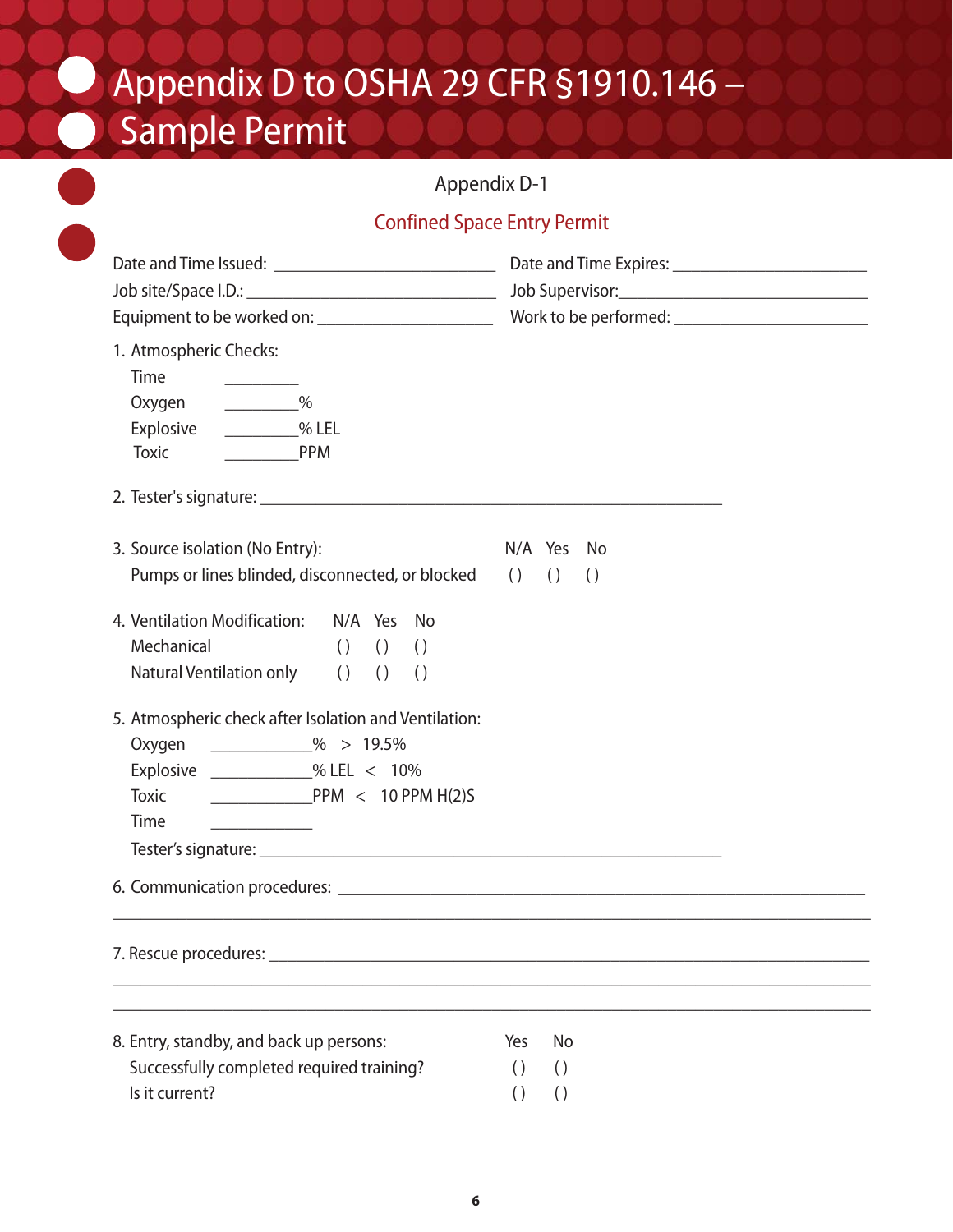# Appendix D to OSHA 29 CFR §1910.146 – Sample Permit

## Appendix D-1

## Confined Space Entry Permit

Date and Time Issued: ____________________ Date and Time Expires: ____________________

Job site/Space I.D.: ____________________ Job Supervisor: ____________________

Equipment to be worked on: ____________________ Work to be performed: ____________________

1. Atmospheric Checks:
   - Time ________
   - Oxygen ________%
   - Explosive ________% LEL
   - Toxic ________PPM

2. Tester's signature: ____________________________________________

3. Source isolation (No Entry):

| | N/A | Yes | No |
|---|---|---|---|
| Pumps or lines blinded, disconnected, or blocked | ( ) | ( ) | ( ) |

4. Ventilation Modification:

| | N/A | Yes | No |
|---|---|---|---|
| Mechanical | ( ) | ( ) | ( ) |
| Natural Ventilation only | ( ) | ( ) | ( ) |

5. Atmospheric check after Isolation and Ventilation:
   - Oxygen __________% > 19.5%
   - Explosive __________% LEL < 10%
   - Toxic __________PPM < 10 PPM H(2)S
   - Time __________
   - Tester's signature: ____________________________________________

6. Communication procedures: ____________________________________________

____________________________________________________________

7. Rescue procedures: ____________________________________________

____________________________________________________________

____________________________________________________________

8. Entry, standby, and back up persons:

| | Yes | No |
|---|---|---|
| Successfully completed required training? | ( ) | ( ) |
| Is it current? | ( ) | ( ) |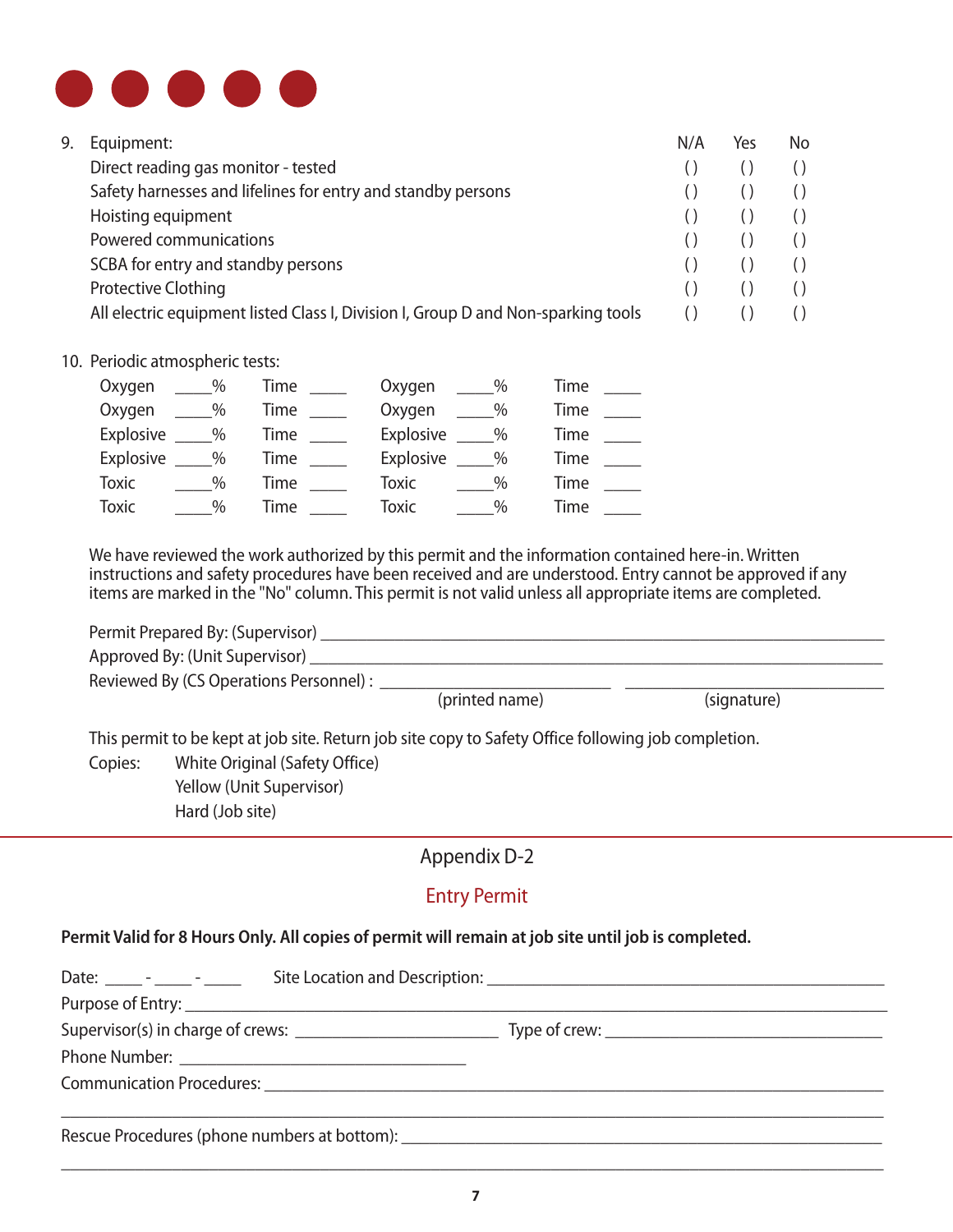9. Equipment:

| | N/A | Yes | No |
|---|---|---|---|
| Direct reading gas monitor - tested | ( ) | ( ) | ( ) |
| Safety harnesses and lifelines for entry and standby persons | ( ) | ( ) | ( ) |
| Hoisting equipment | ( ) | ( ) | ( ) |
| Powered communications | ( ) | ( ) | ( ) |
| SCBA for entry and standby persons | ( ) | ( ) | ( ) |
| Protective Clothing | ( ) | ( ) | ( ) |
| All electric equipment listed Class I, Division I, Group D and Non-sparking tools | ( ) | ( ) | ( ) |

10. Periodic atmospheric tests:

| | | | | | | | |
|---|---|---|---|---|---|---|---|
| Oxygen | ____% | Time | ____ | Oxygen | ____% | Time | ____ |
| Oxygen | ____% | Time | ____ | Oxygen | ____% | Time | ____ |
| Explosive | ____% | Time | ____ | Explosive | ____% | Time | ____ |
| Explosive | ____% | Time | ____ | Explosive | ____% | Time | ____ |
| Toxic | ____% | Time | ____ | Toxic | ____% | Time | ____ |
| Toxic | ____% | Time | ____ | Toxic | ____% | Time | ____ |

We have reviewed the work authorized by this permit and the information contained here-in. Written instructions and safety procedures have been received and are understood. Entry cannot be approved if any items are marked in the "No" column. This permit is not valid unless all appropriate items are completed.

Permit Prepared By: (Supervisor) ____________________________________________

Approved By: (Unit Supervisor) ____________________________________________

Reviewed By (CS Operations Personnel) : ______________________ ______________________

(printed name) (signature)

This permit to be kept at job site. Return job site copy to Safety Office following job completion.

Copies: White Original (Safety Office)
Yellow (Unit Supervisor)
Hard (Job site)

---

## Appendix D-2

## Entry Permit

**Permit Valid for 8 Hours Only. All copies of permit will remain at job site until job is completed.**

Date: ____ - ____ - ____ Site Location and Description: ____________________________________

Purpose of Entry: ____________________________________________________________

Supervisor(s) in charge of crews: ______________________ Type of crew: ______________________

Phone Number: ______________________________

Communication Procedures: ____________________________________________________

______________________________________________________________________________

Rescue Procedures (phone numbers at bottom): __________________________________________

______________________________________________________________________________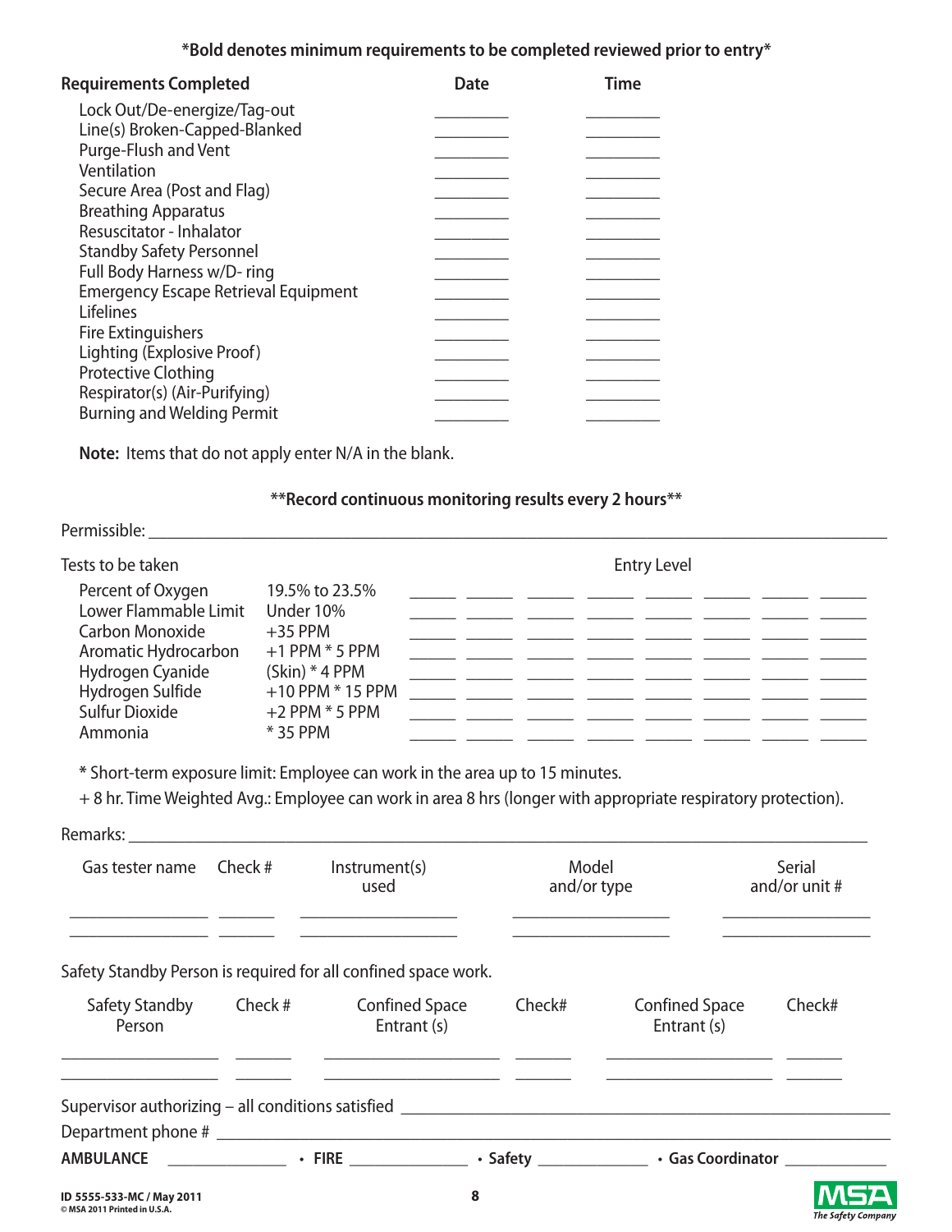**\*Bold denotes minimum requirements to be completed reviewed prior to entry\***

| **Requirements Completed** | **Date** | **Time** |
|---|---|---|
| Lock Out/De-energize/Tag-out | ________ | ________ |
| Line(s) Broken-Capped-Blanked | ________ | ________ |
| Purge-Flush and Vent | ________ | ________ |
| Ventilation | ________ | ________ |
| Secure Area (Post and Flag) | ________ | ________ |
| Breathing Apparatus | ________ | ________ |
| Resuscitator - Inhalator | ________ | ________ |
| Standby Safety Personnel | ________ | ________ |
| Full Body Harness w/D- ring | ________ | ________ |
| Emergency Escape Retrieval Equipment | ________ | ________ |
| Lifelines | ________ | ________ |
| Fire Extinguishers | ________ | ________ |
| Lighting (Explosive Proof) | ________ | ________ |
| Protective Clothing | ________ | ________ |
| Respirator(s) (Air-Purifying) | ________ | ________ |
| Burning and Welding Permit | ________ | ________ |

**Note:** Items that do not apply enter N/A in the blank.

**\*\*Record continuous monitoring results every 2 hours\*\***

Permissible: ______________________________________________________________________________

| Tests to be taken | | Entry Level | | | | | | | |
|---|---|---|---|---|---|---|---|---|---|
| Percent of Oxygen | 19.5% to 23.5% | ____ | ____ | ____ | ____ | ____ | ____ | ____ | ____ |
| Lower Flammable Limit | Under 10% | ____ | ____ | ____ | ____ | ____ | ____ | ____ | ____ |
| Carbon Monoxide | +35 PPM | ____ | ____ | ____ | ____ | ____ | ____ | ____ | ____ |
| Aromatic Hydrocarbon | +1 PPM * 5 PPM | ____ | ____ | ____ | ____ | ____ | ____ | ____ | ____ |
| Hydrogen Cyanide | (Skin) * 4 PPM | ____ | ____ | ____ | ____ | ____ | ____ | ____ | ____ |
| Hydrogen Sulfide | +10 PPM * 15 PPM | ____ | ____ | ____ | ____ | ____ | ____ | ____ | ____ |
| Sulfur Dioxide | +2 PPM * 5 PPM | ____ | ____ | ____ | ____ | ____ | ____ | ____ | ____ |
| Ammonia | * 35 PPM | ____ | ____ | ____ | ____ | ____ | ____ | ____ | ____ |

\* Short-term exposure limit: Employee can work in the area up to 15 minutes.

\+ 8 hr. Time Weighted Avg.: Employee can work in area 8 hrs (longer with appropriate respiratory protection).

Remarks: ______________________________________________________________________________

| Gas tester name | Check # | Instrument(s) used | Model and/or type | Serial and/or unit # |
|---|---|---|---|---|
| ______________ | ______ | ________________ | ________________ | ________________ |
| ______________ | ______ | ________________ | ________________ | ________________ |

Safety Standby Person is required for all confined space work.

| Safety Standby Person | Check # | Confined Space Entrant (s) | Check# | Confined Space Entrant (s) | Check# |
|---|---|---|---|---|---|
| ________________ | ______ | ________________ | ______ | ________________ | ______ |
| ________________ | ______ | ________________ | ______ | ________________ | ______ |

Supervisor authorizing – all conditions satisfied ______________________________________________

Department phone # ___________________________________________________________________

**AMBULANCE** ____________ • **FIRE** ____________ • **Safety** ____________ • **Gas Coordinator** ____________

**ID 5555-533-MC / May 2011**
**© MSA 2011 Printed in U.S.A.**

MSA *The Safety Company*